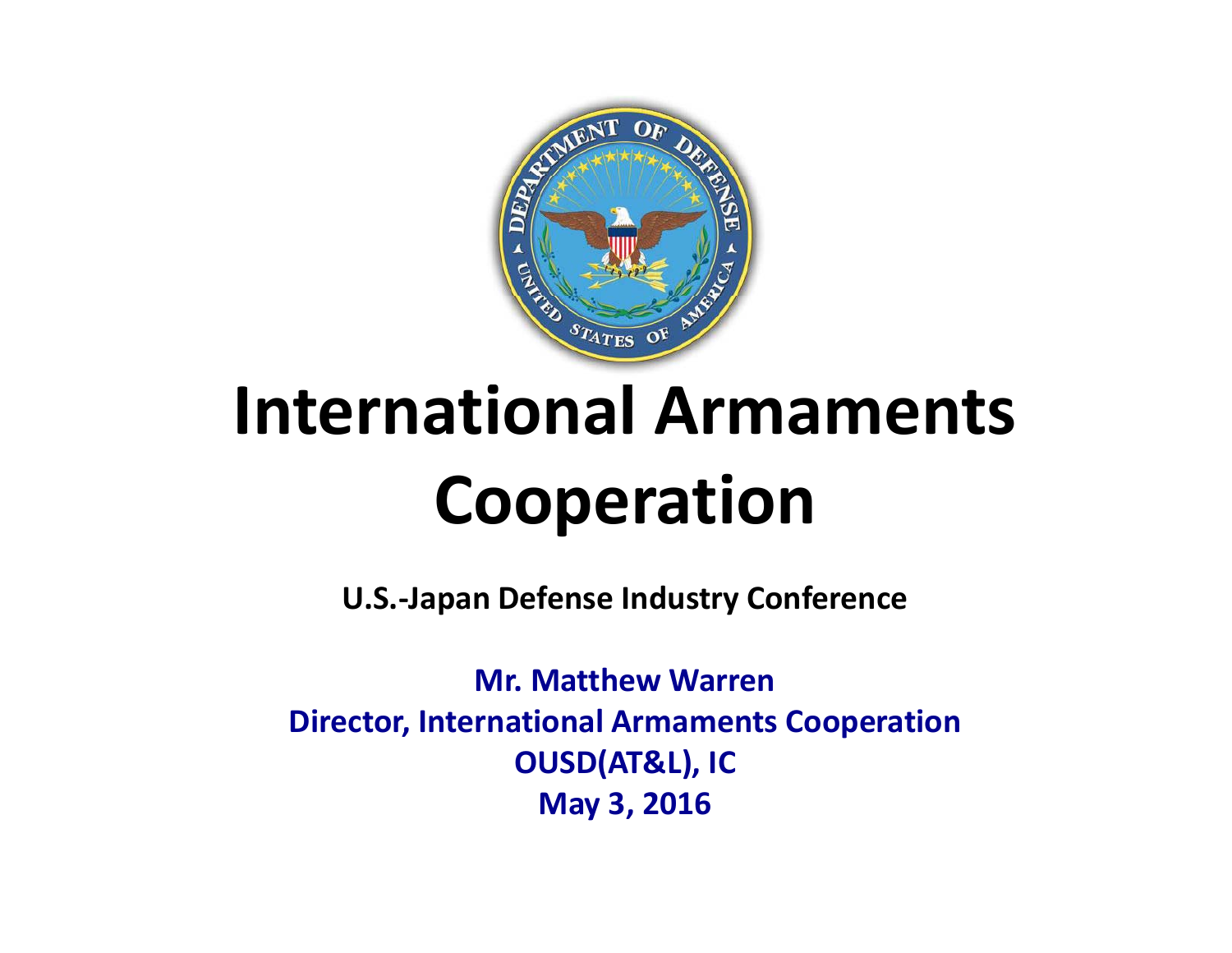# International Armaments Cooperation

**U.S.-Japan Defense Industry Conference**

**Mr. Matthew Warren**
**Director, International Armaments Cooperation**
**OUSD(AT&L), IC**
**May 3, 2016**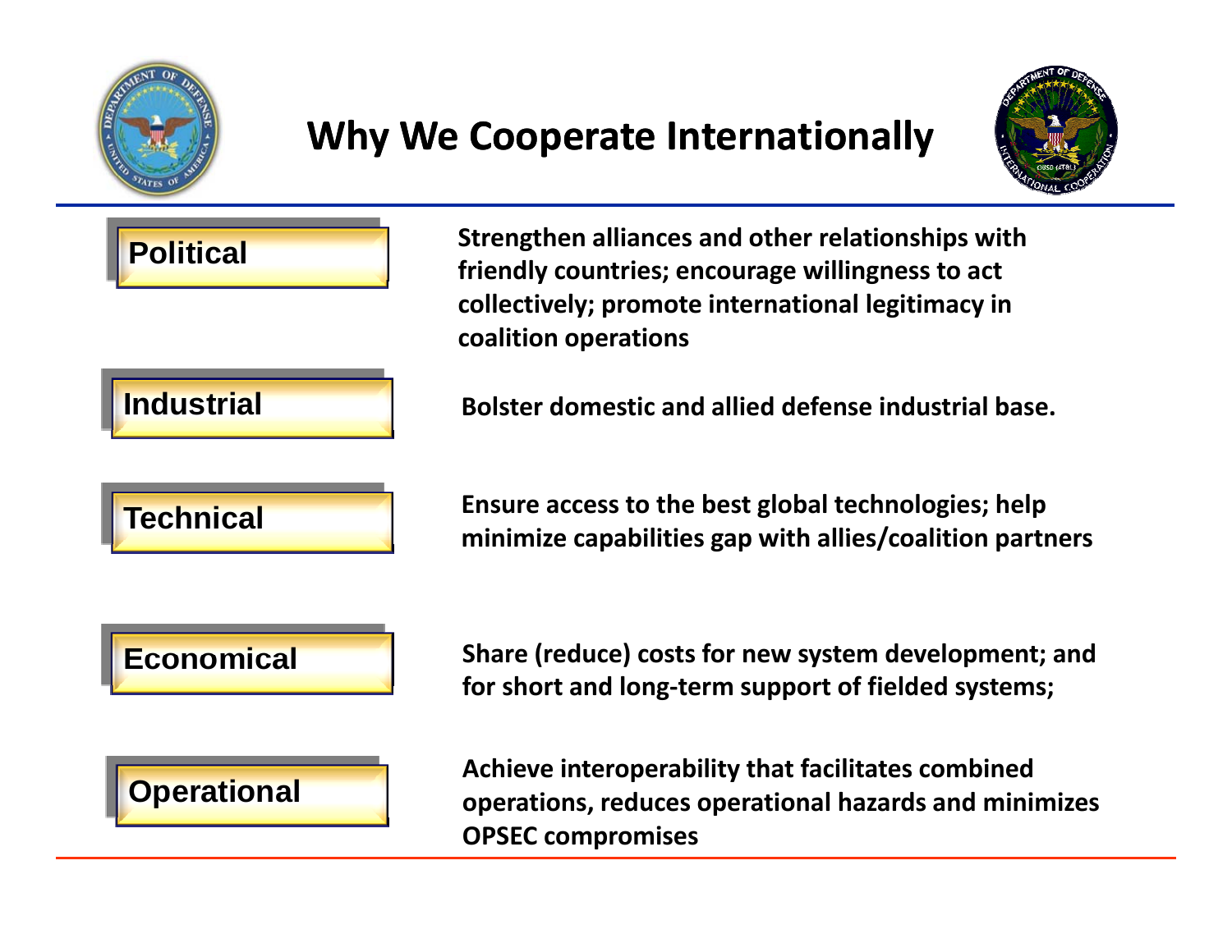# Why We Cooperate Internationally

**Political**

**Strengthen alliances and other relationships with friendly countries; encourage willingness to act collectively; promote international legitimacy in coalition operations**

**Industrial**

**Bolster domestic and allied defense industrial base.**

**Technical**

**Ensure access to the best global technologies; help minimize capabilities gap with allies/coalition partners**

**Economical**

**Share (reduce) costs for new system development; and for short and long-term support of fielded systems;**

**Operational**

**Achieve interoperability that facilitates combined operations, reduces operational hazards and minimizes OPSEC compromises**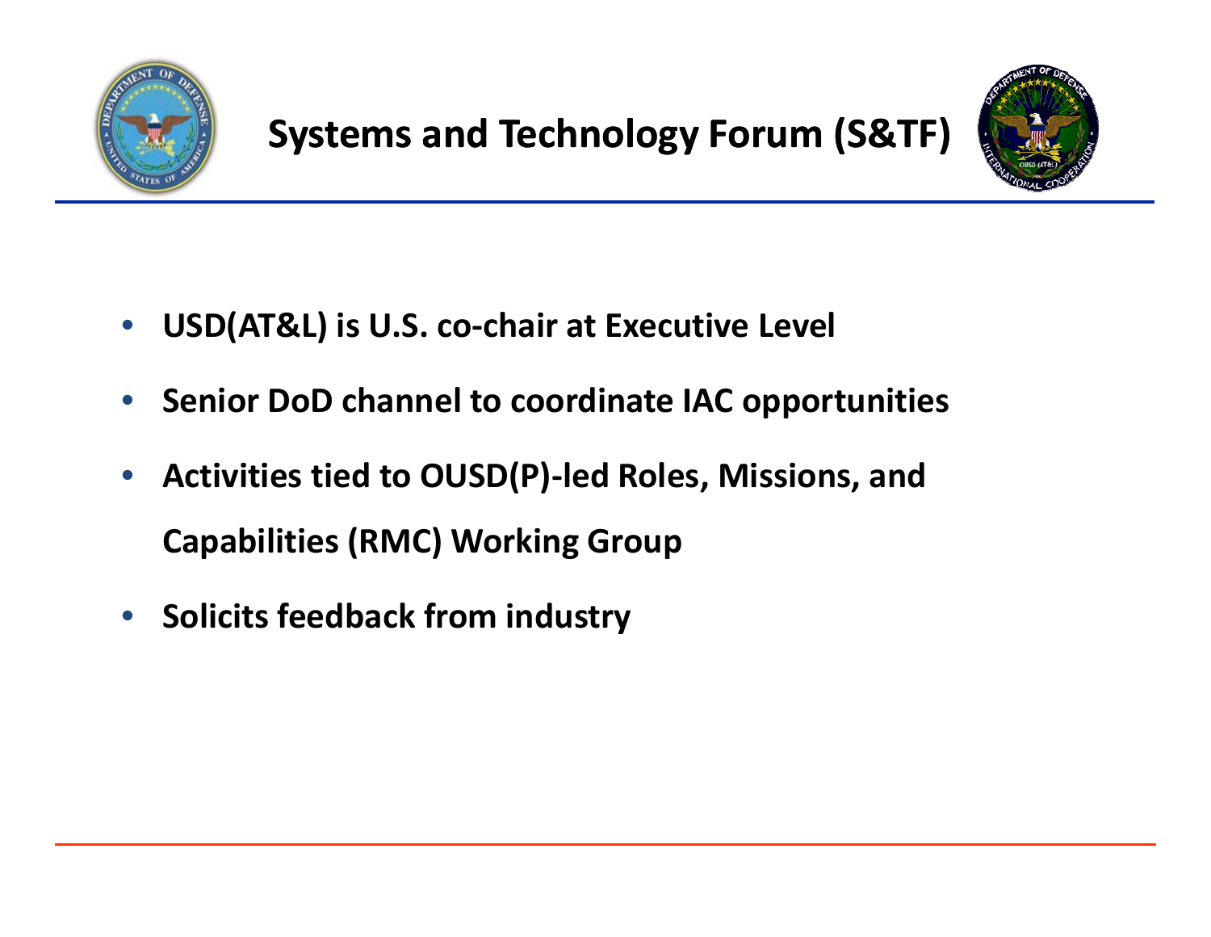# Systems and Technology Forum (S&TF)

- **USD(AT&L) is U.S. co-chair at Executive Level**
- **Senior DoD channel to coordinate IAC opportunities**
- **Activities tied to OUSD(P)-led Roles, Missions, and Capabilities (RMC) Working Group**
- **Solicits feedback from industry**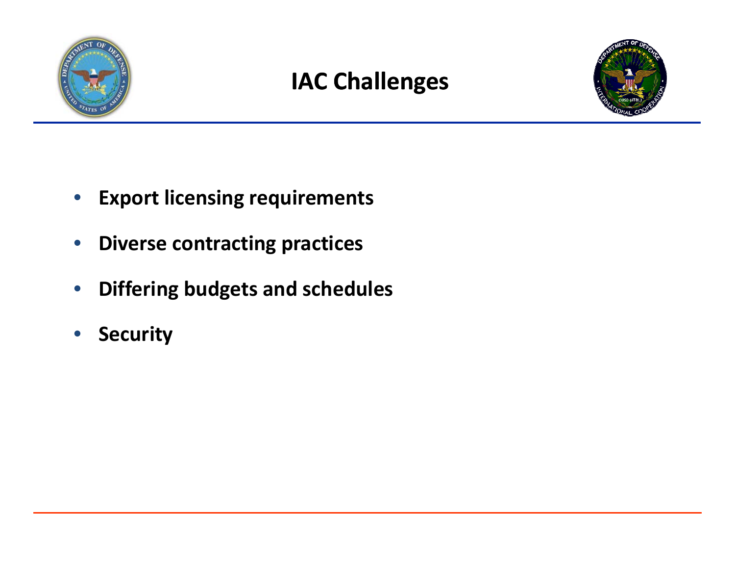# IAC Challenges

- **Export licensing requirements**
- **Diverse contracting practices**
- **Differing budgets and schedules**
- **Security**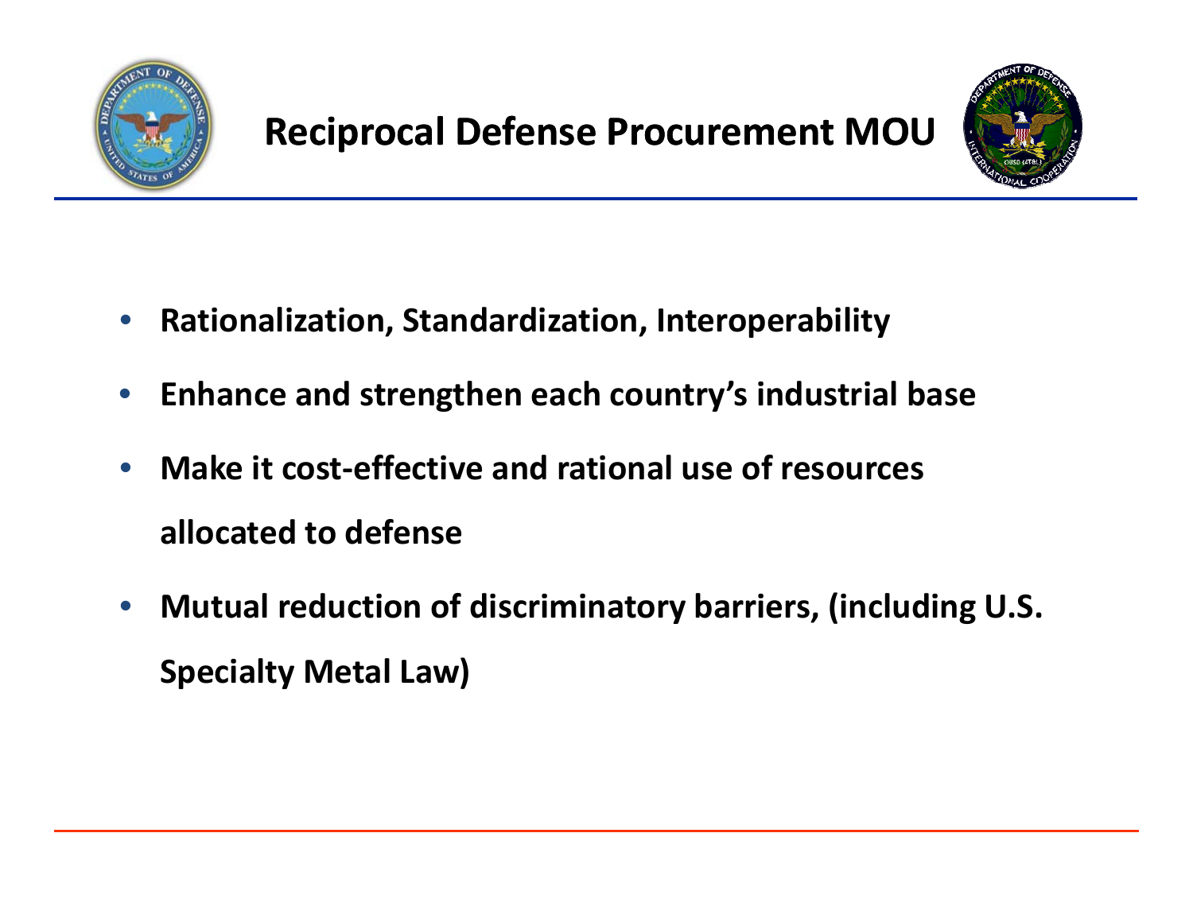# Reciprocal Defense Procurement MOU

- **Rationalization, Standardization, Interoperability**
- **Enhance and strengthen each country's industrial base**
- **Make it cost-effective and rational use of resources allocated to defense**
- **Mutual reduction of discriminatory barriers, (including U.S. Specialty Metal Law)**